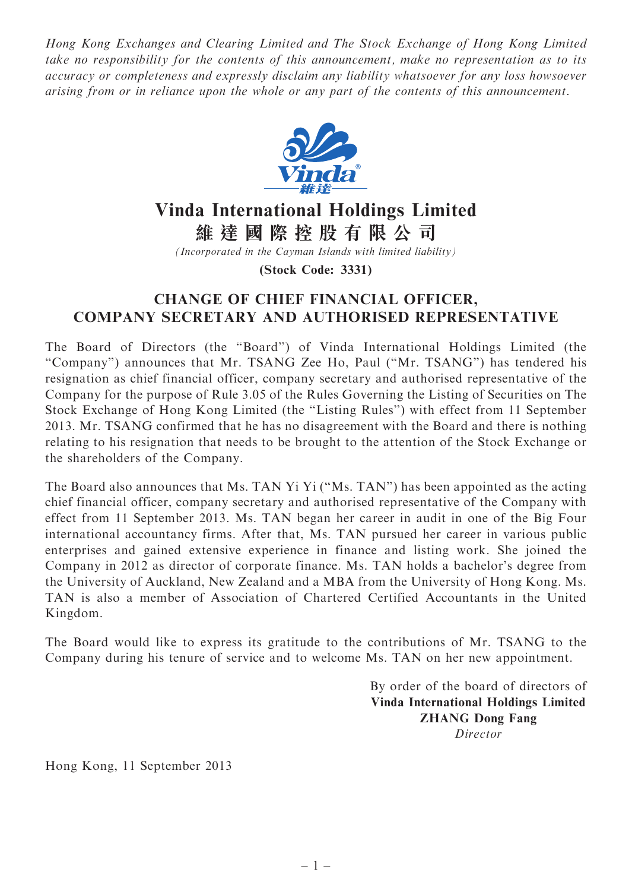*Hong Kong Exchanges and Clearing Limited and The Stock Exchange of Hong Kong Limited take no responsibility for the contents of this announcement, make no representation as to its accuracy or completeness and expressly disclaim any liability whatsoever for any loss howsoever arising from or in reliance upon the whole or any part of the contents of this announcement.*

# Vinda International Holdings Limited
# 維 達 國 際 控 股 有 限 公 司

*(Incorporated in the Cayman Islands with limited liability)*

**(Stock Code: 3331)**

## CHANGE OF CHIEF FINANCIAL OFFICER, COMPANY SECRETARY AND AUTHORISED REPRESENTATIVE

The Board of Directors (the "Board") of Vinda International Holdings Limited (the "Company") announces that Mr. TSANG Zee Ho, Paul ("Mr. TSANG") has tendered his resignation as chief financial officer, company secretary and authorised representative of the Company for the purpose of Rule 3.05 of the Rules Governing the Listing of Securities on The Stock Exchange of Hong Kong Limited (the "Listing Rules") with effect from 11 September 2013. Mr. TSANG confirmed that he has no disagreement with the Board and there is nothing relating to his resignation that needs to be brought to the attention of the Stock Exchange or the shareholders of the Company.

The Board also announces that Ms. TAN Yi Yi ("Ms. TAN") has been appointed as the acting chief financial officer, company secretary and authorised representative of the Company with effect from 11 September 2013. Ms. TAN began her career in audit in one of the Big Four international accountancy firms. After that, Ms. TAN pursued her career in various public enterprises and gained extensive experience in finance and listing work. She joined the Company in 2012 as director of corporate finance. Ms. TAN holds a bachelor's degree from the University of Auckland, New Zealand and a MBA from the University of Hong Kong. Ms. TAN is also a member of Association of Chartered Certified Accountants in the United Kingdom.

The Board would like to express its gratitude to the contributions of Mr. TSANG to the Company during his tenure of service and to welcome Ms. TAN on her new appointment.

By order of the board of directors of
**Vinda International Holdings Limited**
**ZHANG Dong Fang**
*Director*

Hong Kong, 11 September 2013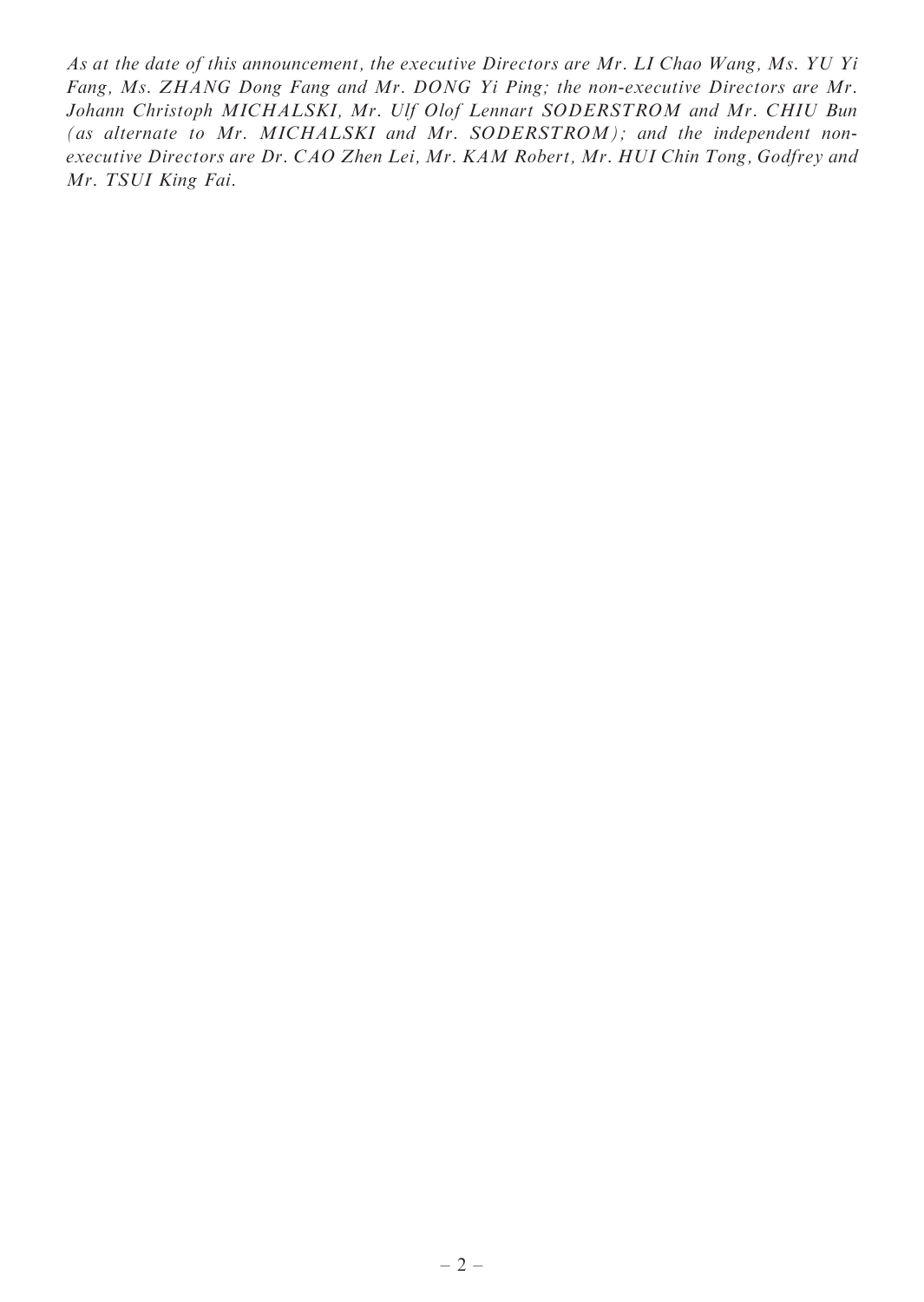*As at the date of this announcement, the executive Directors are Mr. LI Chao Wang, Ms. YU Yi Fang, Ms. ZHANG Dong Fang and Mr. DONG Yi Ping; the non-executive Directors are Mr. Johann Christoph MICHALSKI, Mr. Ulf Olof Lennart SODERSTROM and Mr. CHIU Bun (as alternate to Mr. MICHALSKI and Mr. SODERSTROM); and the independent non-executive Directors are Dr. CAO Zhen Lei, Mr. KAM Robert, Mr. HUI Chin Tong, Godfrey and Mr. TSUI King Fai.*